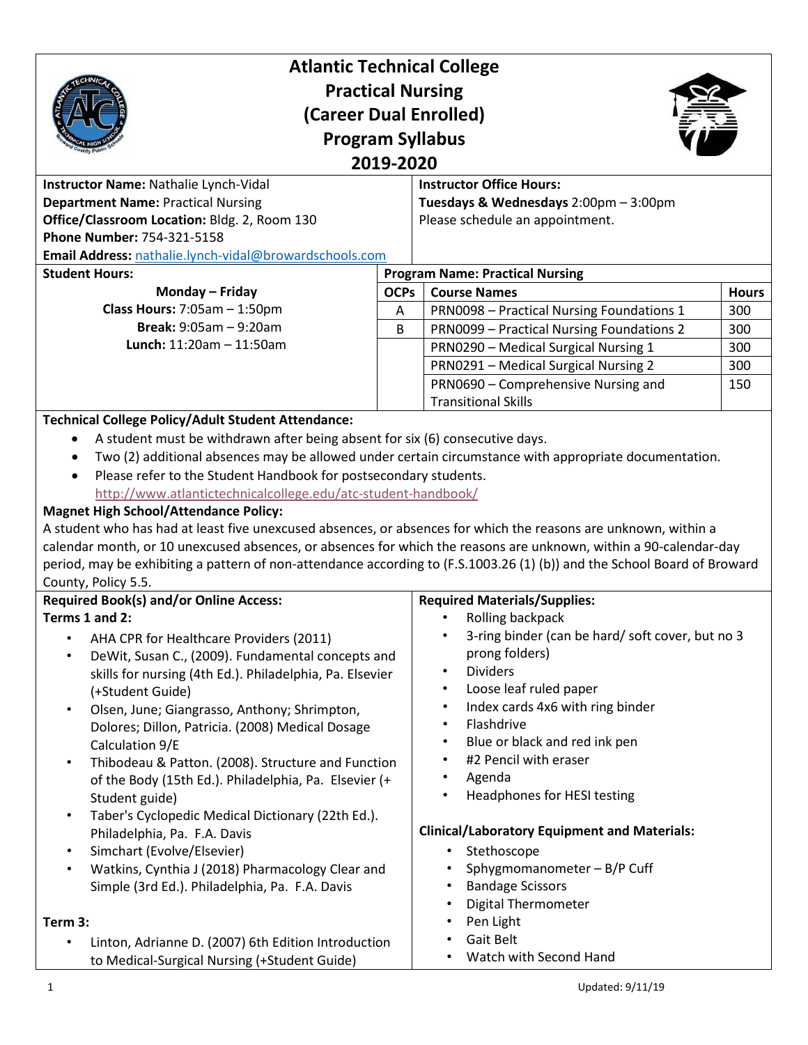# Atlantic Technical College
# Practical Nursing
# (Career Dual Enrolled)
# Program Syllabus
# 2019-2020

**Instructor Name:** Nathalie Lynch-Vidal
**Department Name:** Practical Nursing
**Office/Classroom Location:** Bldg. 2, Room 130
**Phone Number:** 754-321-5158
**Email Address:** nathalie.lynch-vidal@browardschools.com

**Instructor Office Hours:**
**Tuesdays & Wednesdays** 2:00pm – 3:00pm
Please schedule an appointment.

**Student Hours:**

**Monday – Friday**
**Class Hours:** 7:05am – 1:50pm
**Break:** 9:05am – 9:20am
**Lunch:** 11:20am – 11:50am

**Program Name: Practical Nursing**

| OCPs | Course Names | Hours |
|---|---|---|
| A | PRN0098 – Practical Nursing Foundations 1 | 300 |
| B | PRN0099 – Practical Nursing Foundations 2 | 300 |
| | PRN0290 – Medical Surgical Nursing 1 | 300 |
| | PRN0291 – Medical Surgical Nursing 2 | 300 |
| | PRN0690 – Comprehensive Nursing and Transitional Skills | 150 |

**Technical College Policy/Adult Student Attendance:**

- A student must be withdrawn after being absent for six (6) consecutive days.
- Two (2) additional absences may be allowed under certain circumstance with appropriate documentation.
- Please refer to the Student Handbook for postsecondary students. http://www.atlantictechnicalcollege.edu/atc-student-handbook/

**Magnet High School/Attendance Policy:**
A student who has had at least five unexcused absences, or absences for which the reasons are unknown, within a calendar month, or 10 unexcused absences, or absences for which the reasons are unknown, within a 90-calendar-day period, may be exhibiting a pattern of non-attendance according to (F.S.1003.26 (1) (b)) and the School Board of Broward County, Policy 5.5.

**Required Book(s) and/or Online Access:**
**Terms 1 and 2:**

- AHA CPR for Healthcare Providers (2011)
- DeWit, Susan C., (2009). Fundamental concepts and skills for nursing (4th Ed.). Philadelphia, Pa. Elsevier (+Student Guide)
- Olsen, June; Giangrasso, Anthony; Shrimpton, Dolores; Dillon, Patricia. (2008) Medical Dosage Calculation 9/E
- Thibodeau & Patton. (2008). Structure and Function of the Body (15th Ed.). Philadelphia, Pa. Elsevier (+ Student guide)
- Taber's Cyclopedic Medical Dictionary (22th Ed.). Philadelphia, Pa. F.A. Davis
- Simchart (Evolve/Elsevier)
- Watkins, Cynthia J (2018) Pharmacology Clear and Simple (3rd Ed.). Philadelphia, Pa. F.A. Davis

**Term 3:**

- Linton, Adrianne D. (2007) 6th Edition Introduction to Medical-Surgical Nursing (+Student Guide)

**Required Materials/Supplies:**

- Rolling backpack
- 3-ring binder (can be hard/ soft cover, but no 3 prong folders)
- Dividers
- Loose leaf ruled paper
- Index cards 4x6 with ring binder
- Flashdrive
- Blue or black and red ink pen
- #2 Pencil with eraser
- Agenda
- Headphones for HESI testing

**Clinical/Laboratory Equipment and Materials:**

- Stethoscope
- Sphygmomanometer – B/P Cuff
- Bandage Scissors
- Digital Thermometer
- Pen Light
- Gait Belt
- Watch with Second Hand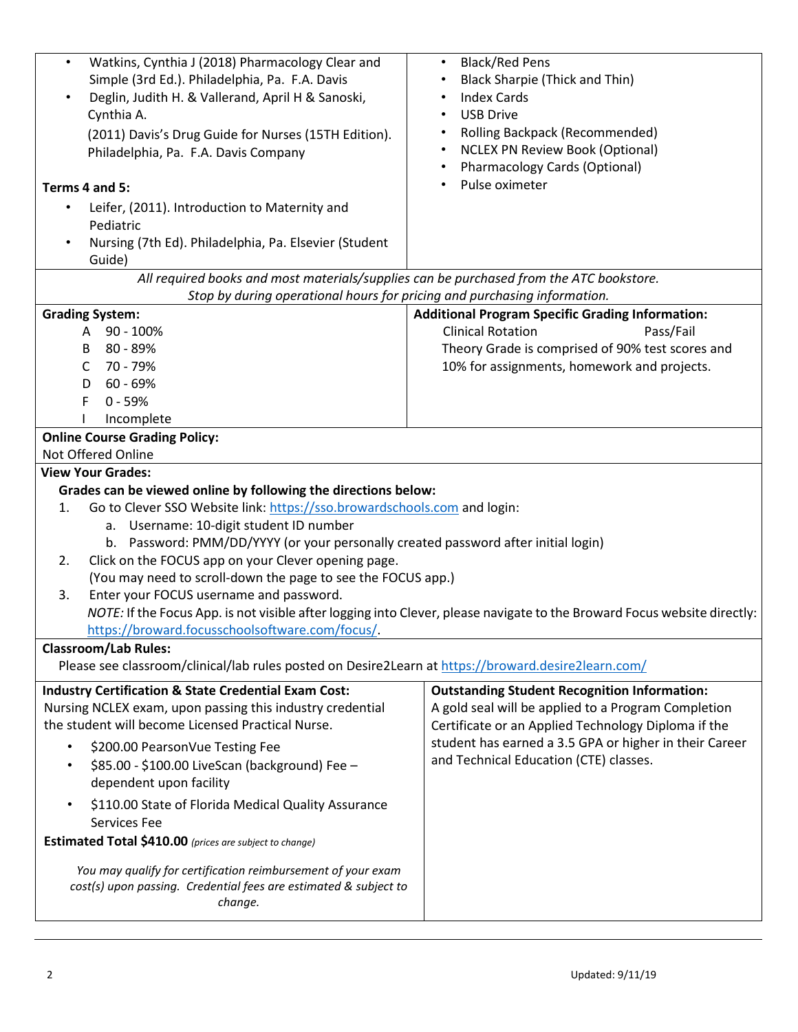- Watkins, Cynthia J (2018) Pharmacology Clear and Simple (3rd Ed.). Philadelphia, Pa. F.A. Davis
- Deglin, Judith H. & Vallerand, April H & Sanoski, Cynthia A.
  (2011) Davis's Drug Guide for Nurses (15TH Edition). Philadelphia, Pa. F.A. Davis Company

**Terms 4 and 5:**

- Leifer, (2011). Introduction to Maternity and Pediatric
- Nursing (7th Ed). Philadelphia, Pa. Elsevier (Student Guide)

- Black/Red Pens
- Black Sharpie (Thick and Thin)
- Index Cards
- USB Drive
- Rolling Backpack (Recommended)
- NCLEX PN Review Book (Optional)
- Pharmacology Cards (Optional)
- Pulse oximeter

*All required books and most materials/supplies can be purchased from the ATC bookstore. Stop by during operational hours for pricing and purchasing information.*

**Grading System:**

| | |
|---|---|
| A | 90 - 100% |
| B | 80 - 89% |
| C | 70 - 79% |
| D | 60 - 69% |
| F | 0 - 59% |
| I | Incomplete |

**Additional Program Specific Grading Information:**

Clinical Rotation Pass/Fail

Theory Grade is comprised of 90% test scores and 10% for assignments, homework and projects.

**Online Course Grading Policy:**

Not Offered Online

**View Your Grades:**

**Grades can be viewed online by following the directions below:**

1. Go to Clever SSO Website link: https://sso.browardschools.com and login:
   a. Username: 10-digit student ID number
   b. Password: PMM/DD/YYYY (or your personally created password after initial login)
2. Click on the FOCUS app on your Clever opening page.
   (You may need to scroll-down the page to see the FOCUS app.)
3. Enter your FOCUS username and password.

*NOTE:* If the Focus App. is not visible after logging into Clever, please navigate to the Broward Focus website directly: https://broward.focusschoolsoftware.com/focus/.

**Classroom/Lab Rules:**

Please see classroom/clinical/lab rules posted on Desire2Learn at https://broward.desire2learn.com/

**Industry Certification & State Credential Exam Cost:**

Nursing NCLEX exam, upon passing this industry credential the student will become Licensed Practical Nurse.

- $200.00 PearsonVue Testing Fee
- $85.00 - $100.00 LiveScan (background) Fee – dependent upon facility
- $110.00 State of Florida Medical Quality Assurance Services Fee

**Estimated Total $410.00** *(prices are subject to change)*

*You may qualify for certification reimbursement of your exam cost(s) upon passing. Credential fees are estimated & subject to change.*

**Outstanding Student Recognition Information:**

A gold seal will be applied to a Program Completion Certificate or an Applied Technology Diploma if the student has earned a 3.5 GPA or higher in their Career and Technical Education (CTE) classes.

Updated: 9/11/19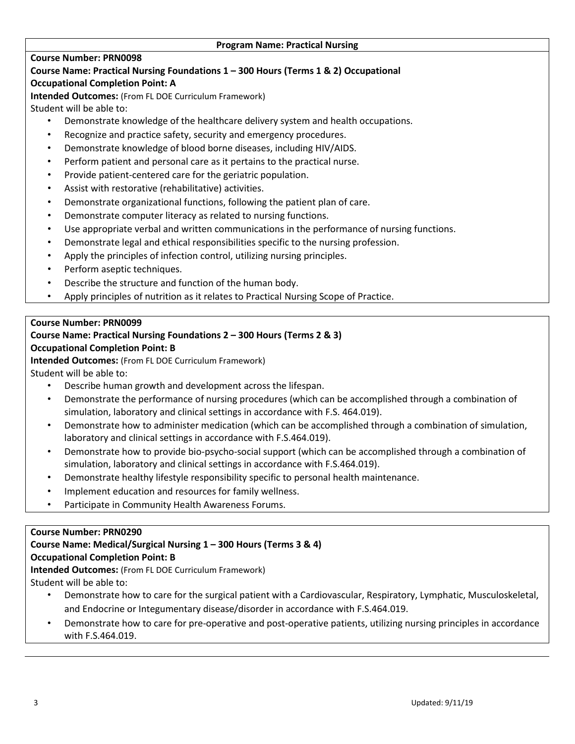## Program Name: Practical Nursing

**Course Number: PRN0098**

**Course Name: Practical Nursing Foundations 1 – 300 Hours (Terms 1 & 2) Occupational**

**Occupational Completion Point: A**

**Intended Outcomes:** (From FL DOE Curriculum Framework)

Student will be able to:

- Demonstrate knowledge of the healthcare delivery system and health occupations.
- Recognize and practice safety, security and emergency procedures.
- Demonstrate knowledge of blood borne diseases, including HIV/AIDS.
- Perform patient and personal care as it pertains to the practical nurse.
- Provide patient-centered care for the geriatric population.
- Assist with restorative (rehabilitative) activities.
- Demonstrate organizational functions, following the patient plan of care.
- Demonstrate computer literacy as related to nursing functions.
- Use appropriate verbal and written communications in the performance of nursing functions.
- Demonstrate legal and ethical responsibilities specific to the nursing profession.
- Apply the principles of infection control, utilizing nursing principles.
- Perform aseptic techniques.
- Describe the structure and function of the human body.
- Apply principles of nutrition as it relates to Practical Nursing Scope of Practice.

**Course Number: PRN0099**

**Course Name: Practical Nursing Foundations 2 – 300 Hours (Terms 2 & 3)**

**Occupational Completion Point: B**

**Intended Outcomes:** (From FL DOE Curriculum Framework)

Student will be able to:

- Describe human growth and development across the lifespan.
- Demonstrate the performance of nursing procedures (which can be accomplished through a combination of simulation, laboratory and clinical settings in accordance with F.S. 464.019).
- Demonstrate how to administer medication (which can be accomplished through a combination of simulation, laboratory and clinical settings in accordance with F.S.464.019).
- Demonstrate how to provide bio-psycho-social support (which can be accomplished through a combination of simulation, laboratory and clinical settings in accordance with F.S.464.019).
- Demonstrate healthy lifestyle responsibility specific to personal health maintenance.
- Implement education and resources for family wellness.
- Participate in Community Health Awareness Forums.

**Course Number: PRN0290**

**Course Name: Medical/Surgical Nursing 1 – 300 Hours (Terms 3 & 4)**

**Occupational Completion Point: B**

**Intended Outcomes:** (From FL DOE Curriculum Framework)

Student will be able to:

- Demonstrate how to care for the surgical patient with a Cardiovascular, Respiratory, Lymphatic, Musculoskeletal, and Endocrine or Integumentary disease/disorder in accordance with F.S.464.019.
- Demonstrate how to care for pre-operative and post-operative patients, utilizing nursing principles in accordance with F.S.464.019.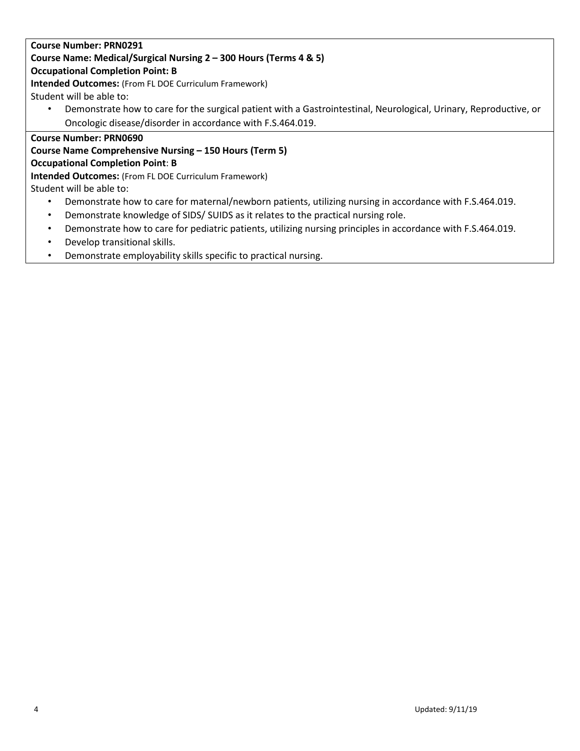**Course Number: PRN0291**
**Course Name: Medical/Surgical Nursing 2 – 300 Hours (Terms 4 & 5)**
**Occupational Completion Point: B**
**Intended Outcomes:** (From FL DOE Curriculum Framework)
Student will be able to:

- Demonstrate how to care for the surgical patient with a Gastrointestinal, Neurological, Urinary, Reproductive, or Oncologic disease/disorder in accordance with F.S.464.019.

**Course Number: PRN0690**
**Course Name Comprehensive Nursing – 150 Hours (Term 5)**
**Occupational Completion Point**: **B**
**Intended Outcomes:** (From FL DOE Curriculum Framework)
Student will be able to:

- Demonstrate how to care for maternal/newborn patients, utilizing nursing in accordance with F.S.464.019.
- Demonstrate knowledge of SIDS/ SUIDS as it relates to the practical nursing role.
- Demonstrate how to care for pediatric patients, utilizing nursing principles in accordance with F.S.464.019.
- Develop transitional skills.
- Demonstrate employability skills specific to practical nursing.

Updated: 9/11/19